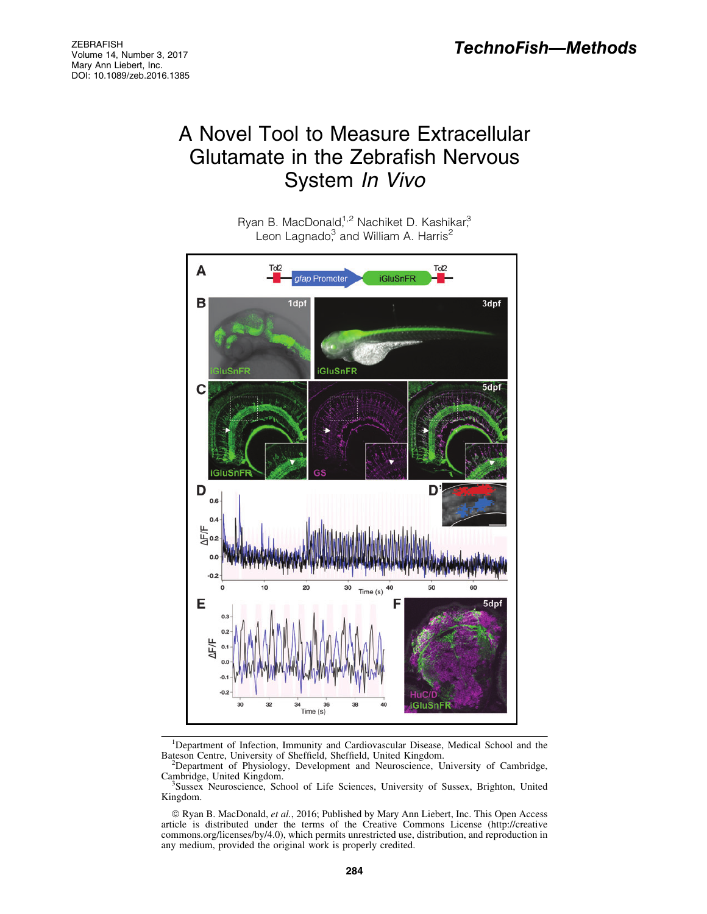# TechnoFish—Methods

# A Novel Tool to Measure Extracellular Glutamate in the Zebrafish Nervous System *In Vivo*

Ryan B. MacDonald,[1,2] Nachiket D. Kashikar,[3] Leon Lagnado,[3] and William A. Harris[2]

[1]Department of Infection, Immunity and Cardiovascular Disease, Medical School and the Bateson Centre, University of Sheffield, Sheffield, United Kingdom.
[2]Department of Physiology, Development and Neuroscience, University of Cambridge, Cambridge, United Kingdom.
[3]Sussex Neuroscience, School of Life Sciences, University of Sussex, Brighton, United Kingdom.

© Ryan B. MacDonald, *et al.*, 2016; Published by Mary Ann Liebert, Inc. This Open Access article is distributed under the terms of the Creative Commons License (http://creativecommons.org/licenses/by/4.0), which permits unrestricted use, distribution, and reproduction in any medium, provided the original work is properly credited.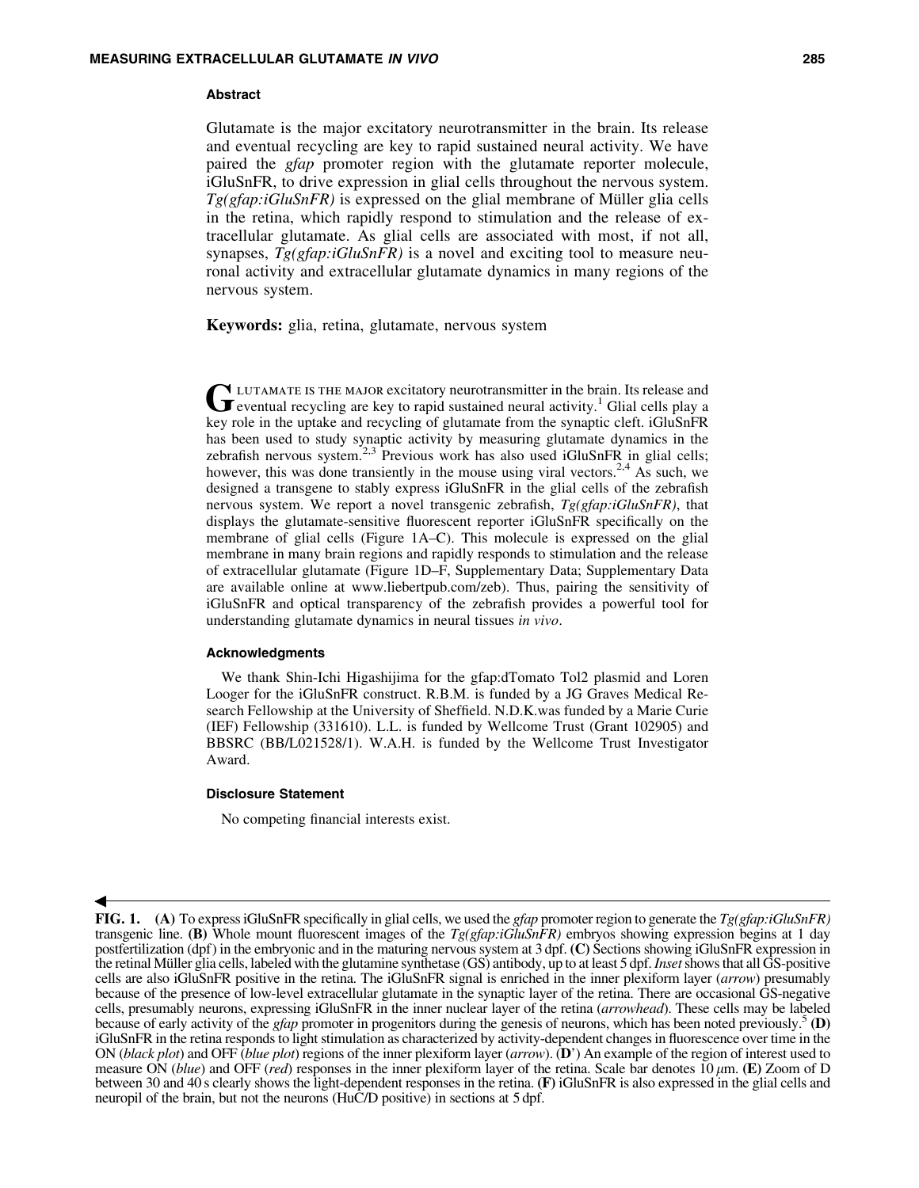## Abstract

Glutamate is the major excitatory neurotransmitter in the brain. Its release and eventual recycling are key to rapid sustained neural activity. We have paired the *gfap* promoter region with the glutamate reporter molecule, iGluSnFR, to drive expression in glial cells throughout the nervous system. *Tg(gfap:iGluSnFR)* is expressed on the glial membrane of Müller glia cells in the retina, which rapidly respond to stimulation and the release of extracellular glutamate. As glial cells are associated with most, if not all, synapses, *Tg(gfap:iGluSnFR)* is a novel and exciting tool to measure neuronal activity and extracellular glutamate dynamics in many regions of the nervous system.

**Keywords:** glia, retina, glutamate, nervous system

Glutamate is the major excitatory neurotransmitter in the brain. Its release and eventual recycling are key to rapid sustained neural activity.[1] Glial cells play a key role in the uptake and recycling of glutamate from the synaptic cleft. iGluSnFR has been used to study synaptic activity by measuring glutamate dynamics in the zebrafish nervous system.[2,3] Previous work has also used iGluSnFR in glial cells; however, this was done transiently in the mouse using viral vectors.[2,4] As such, we designed a transgene to stably express iGluSnFR in the glial cells of the zebrafish nervous system. We report a novel transgenic zebrafish, *Tg(gfap:iGluSnFR)*, that displays the glutamate-sensitive fluorescent reporter iGluSnFR specifically on the membrane of glial cells (Figure 1A–C). This molecule is expressed on the glial membrane in many brain regions and rapidly responds to stimulation and the release of extracellular glutamate (Figure 1D–F, Supplementary Data; Supplementary Data are available online at www.liebertpub.com/zeb). Thus, pairing the sensitivity of iGluSnFR and optical transparency of the zebrafish provides a powerful tool for understanding glutamate dynamics in neural tissues *in vivo*.

### Acknowledgments

We thank Shin-Ichi Higashijima for the gfap:dTomato Tol2 plasmid and Loren Looger for the iGluSnFR construct. R.B.M. is funded by a JG Graves Medical Research Fellowship at the University of Sheffield. N.D.K.was funded by a Marie Curie (IEF) Fellowship (331610). L.L. is funded by Wellcome Trust (Grant 102905) and BBSRC (BB/L021528/1). W.A.H. is funded by the Wellcome Trust Investigator Award.

### Disclosure Statement

No competing financial interests exist.

**FIG. 1.** **(A)** To express iGluSnFR specifically in glial cells, we used the *gfap* promoter region to generate the *Tg(gfap:iGluSnFR)* transgenic line. **(B)** Whole mount fluorescent images of the *Tg(gfap:iGluSnFR)* embryos showing expression begins at 1 day postfertilization (dpf) in the embryonic and in the maturing nervous system at 3 dpf. **(C)** Sections showing iGluSnFR expression in the retinal Müller glia cells, labeled with the glutamine synthetase (GS) antibody, up to at least 5 dpf. *Inset* shows that all GS-positive cells are also iGluSnFR positive in the retina. The iGluSnFR signal is enriched in the inner plexiform layer (*arrow*) presumably because of the presence of low-level extracellular glutamate in the synaptic layer of the retina. There are occasional GS-negative cells, presumably neurons, expressing iGluSnFR in the inner nuclear layer of the retina (*arrowhead*). These cells may be labeled because of early activity of the *gfap* promoter in progenitors during the genesis of neurons, which has been noted previously.[5] **(D)** iGluSnFR in the retina responds to light stimulation as characterized by activity-dependent changes in fluorescence over time in the ON (*black plot*) and OFF (*blue plot*) regions of the inner plexiform layer (*arrow*). **(D')** An example of the region of interest used to measure ON (*blue*) and OFF (*red*) responses in the inner plexiform layer of the retina. Scale bar denotes 10 $\mu$m. **(E)** Zoom of D between 30 and 40 s clearly shows the light-dependent responses in the retina. **(F)** iGluSnFR is also expressed in the glial cells and neuropil of the brain, but not the neurons (HuC/D positive) in sections at 5 dpf.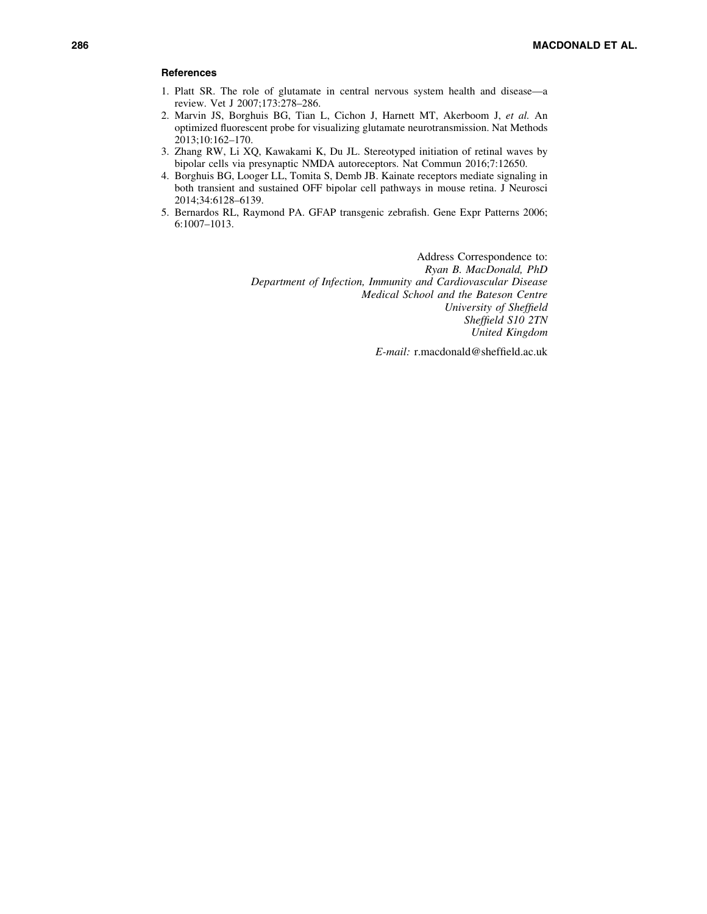### References

1. Platt SR. The role of glutamate in central nervous system health and disease—a review. Vet J 2007;173:278–286.
2. Marvin JS, Borghuis BG, Tian L, Cichon J, Harnett MT, Akerboom J, *et al.* An optimized fluorescent probe for visualizing glutamate neurotransmission. Nat Methods 2013;10:162–170.
3. Zhang RW, Li XQ, Kawakami K, Du JL. Stereotyped initiation of retinal waves by bipolar cells via presynaptic NMDA autoreceptors. Nat Commun 2016;7:12650.
4. Borghuis BG, Looger LL, Tomita S, Demb JB. Kainate receptors mediate signaling in both transient and sustained OFF bipolar cell pathways in mouse retina. J Neurosci 2014;34:6128–6139.
5. Bernardos RL, Raymond PA. GFAP transgenic zebrafish. Gene Expr Patterns 2006; 6:1007–1013.

Address Correspondence to:
*Ryan B. MacDonald, PhD*
*Department of Infection, Immunity and Cardiovascular Disease*
*Medical School and the Bateson Centre*
*University of Sheffield*
*Sheffield S10 2TN*
*United Kingdom*

*E-mail:* r.macdonald@sheffield.ac.uk